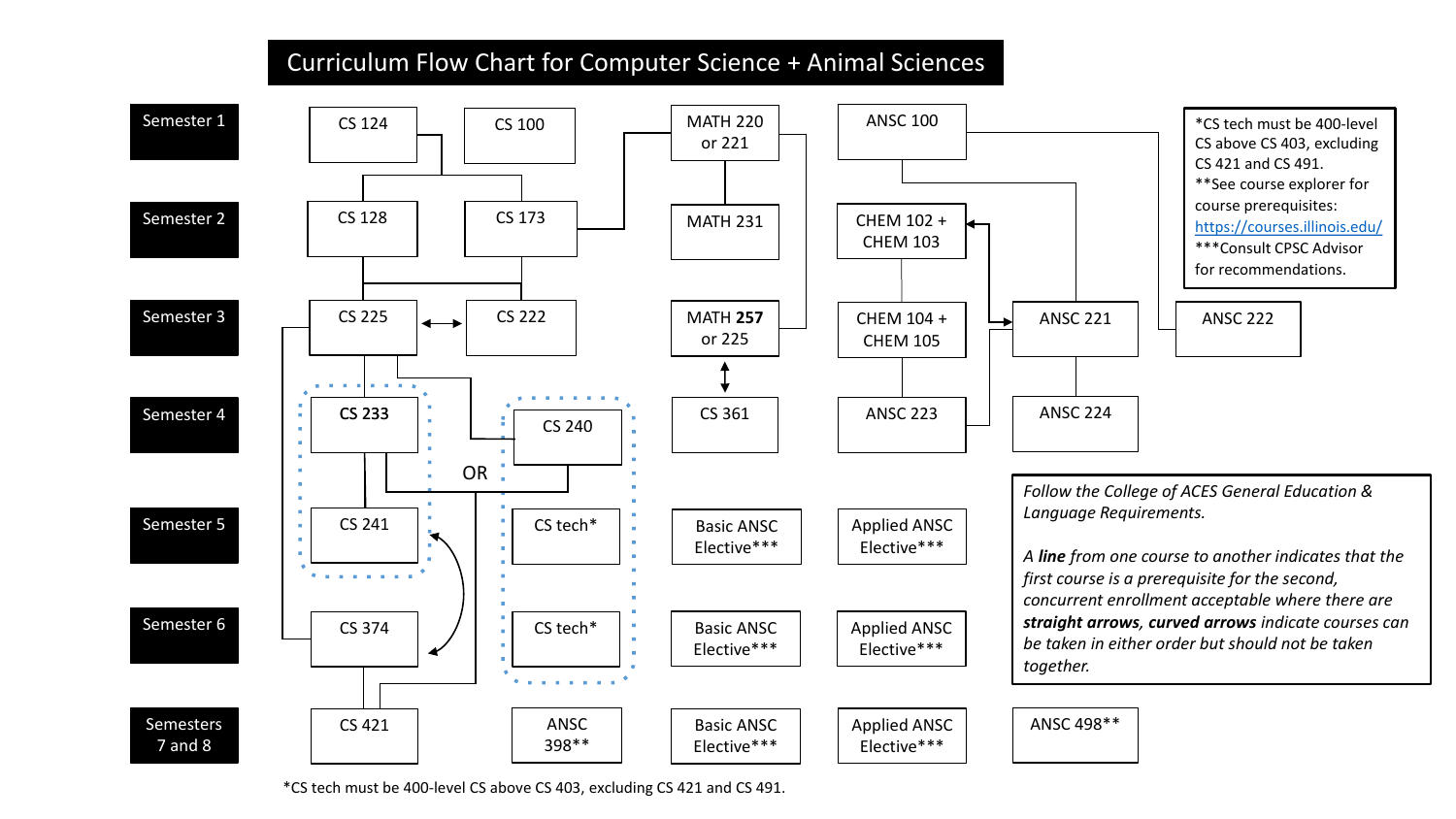# Curriculum Flow Chart for Computer Science + Animal Sciences

| Semester | | | | | | | |
|---|---|---|---|---|---|---|---|
| Semester 1 | CS 124 | CS 100 | MATH 220 or 221 | ANSC 100 | | | |
| Semester 2 | CS 128 | CS 173 | MATH 231 | CHEM 102 + CHEM 103 | | | |
| Semester 3 | CS 225 | CS 222 | MATH 257 or 225 | CHEM 104 + CHEM 105 | ANSC 221 | ANSC 222 | |
| Semester 4 | CS 233 | CS 240 | CS 361 | ANSC 223 | ANSC 224 | | |
| Semester 5 | CS 241 | CS tech* | Basic ANSC Elective*** | Applied ANSC Elective*** | | | |
| Semester 6 | CS 374 | CS tech* | Basic ANSC Elective*** | Applied ANSC Elective*** | | | |
| Semesters 7 and 8 | CS 421 | ANSC 398** | Basic ANSC Elective*** | Applied ANSC Elective*** | ANSC 498** | | |

CS 233 and CS 241 OR CS 240, CS tech*, and CS tech*

*CS tech must be 400-level CS above CS 403, excluding CS 421 and CS 491.
**See course explorer for course prerequisites: https://courses.illinois.edu/
***Consult CPSC Advisor for recommendations.

*Follow the College of ACES General Education & Language Requirements.*

*A **line** from one course to another indicates that the first course is a prerequisite for the second, concurrent enrollment acceptable where there are **straight arrows**, **curved arrows** indicate courses can be taken in either order but should not be taken together.*

*CS tech must be 400-level CS above CS 403, excluding CS 421 and CS 491.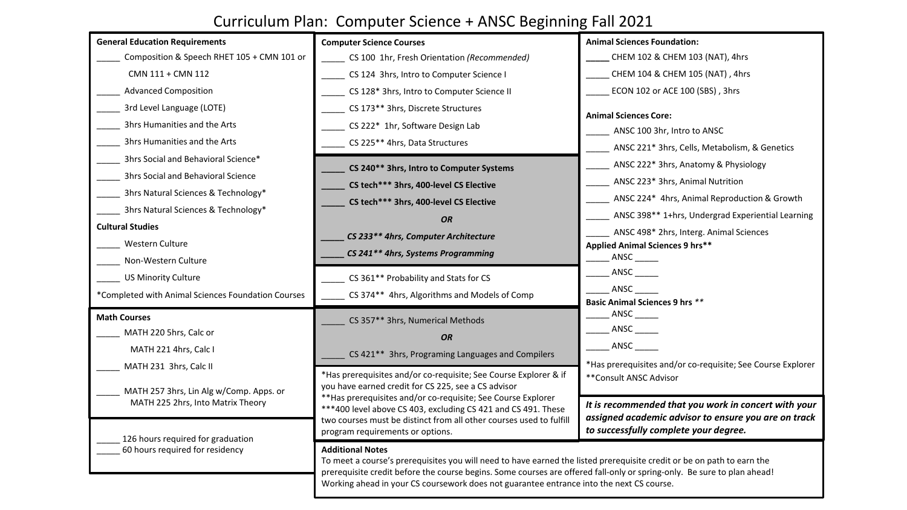# Curriculum Plan: Computer Science + ANSC Beginning Fall 2021

**General Education Requirements**

_____ Composition & Speech RHET 105 + CMN 101 or CMN 111 + CMN 112
_____ Advanced Composition
_____ 3rd Level Language (LOTE)
_____ 3hrs Humanities and the Arts
_____ 3hrs Humanities and the Arts
_____ 3hrs Social and Behavioral Science*
_____ 3hrs Social and Behavioral Science
_____ 3hrs Natural Sciences & Technology*
_____ 3hrs Natural Sciences & Technology*

**Cultural Studies**

_____ Western Culture
_____ Non-Western Culture
_____ US Minority Culture

*Completed with Animal Sciences Foundation Courses

**Math Courses**

_____ MATH 220 5hrs, Calc or MATH 221 4hrs, Calc I
_____ MATH 231 3hrs, Calc II
_____ MATH 257 3hrs, Lin Alg w/Comp. Apps. or MATH 225 2hrs, Into Matrix Theory

_____ 126 hours required for graduation
_____ 60 hours required for residency

**Computer Science Courses**

_____ CS 100 1hr, Fresh Orientation *(Recommended)*
_____ CS 124 3hrs, Intro to Computer Science I
_____ CS 128* 3hrs, Intro to Computer Science II
_____ CS 173** 3hrs, Discrete Structures
_____ CS 222* 1hr, Software Design Lab
_____ CS 225** 4hrs, Data Structures

**_____ CS 240** 3hrs, Intro to Computer Systems**
**_____ CS tech*** 3hrs, 400-level CS Elective**
**_____ CS tech*** 3hrs, 400-level CS Elective**

***OR***

***_____ CS 233** 4hrs, Computer Architecture***
***_____ CS 241** 4hrs, Systems Programming***

_____ CS 361** Probability and Stats for CS
_____ CS 374** 4hrs, Algorithms and Models of Comp

_____ CS 357** 3hrs, Numerical Methods

***OR***

_____ CS 421** 3hrs, Programing Languages and Compilers

*Has prerequisites and/or co-requisite; See Course Explorer & if you have earned credit for CS 225, see a CS advisor
**Has prerequisites and/or co-requisite; See Course Explorer
***400 level above CS 403, excluding CS 421 and CS 491. These two courses must be distinct from all other courses used to fulfill program requirements or options.

**Animal Sciences Foundation:**

_____ CHEM 102 & CHEM 103 (NAT), 4hrs
_____ CHEM 104 & CHEM 105 (NAT) , 4hrs
_____ ECON 102 or ACE 100 (SBS) , 3hrs

**Animal Sciences Core:**

_____ ANSC 100 3hr, Intro to ANSC
_____ ANSC 221* 3hrs, Cells, Metabolism, & Genetics
_____ ANSC 222* 3hrs, Anatomy & Physiology
_____ ANSC 223* 3hrs, Animal Nutrition
_____ ANSC 224* 4hrs, Animal Reproduction & Growth
_____ ANSC 398** 1+hrs, Undergrad Experiential Learning
_____ ANSC 498* 2hrs, Interg. Animal Sciences

**Applied Animal Sciences 9 hrs****

_____ ANSC _____
_____ ANSC _____
_____ ANSC _____

**Basic Animal Sciences 9 hrs** ****

_____ ANSC _____
_____ ANSC _____
_____ ANSC _____

*Has prerequisites and/or co-requisite; See Course Explorer
**Consult ANSC Advisor

***It is recommended that you work in concert with your assigned academic advisor to ensure you are on track to successfully complete your degree.***

**Additional Notes**

To meet a course's prerequisites you will need to have earned the listed prerequisite credit or be on path to earn the prerequisite credit before the course begins. Some courses are offered fall-only or spring-only. Be sure to plan ahead! Working ahead in your CS coursework does not guarantee entrance into the next CS course.